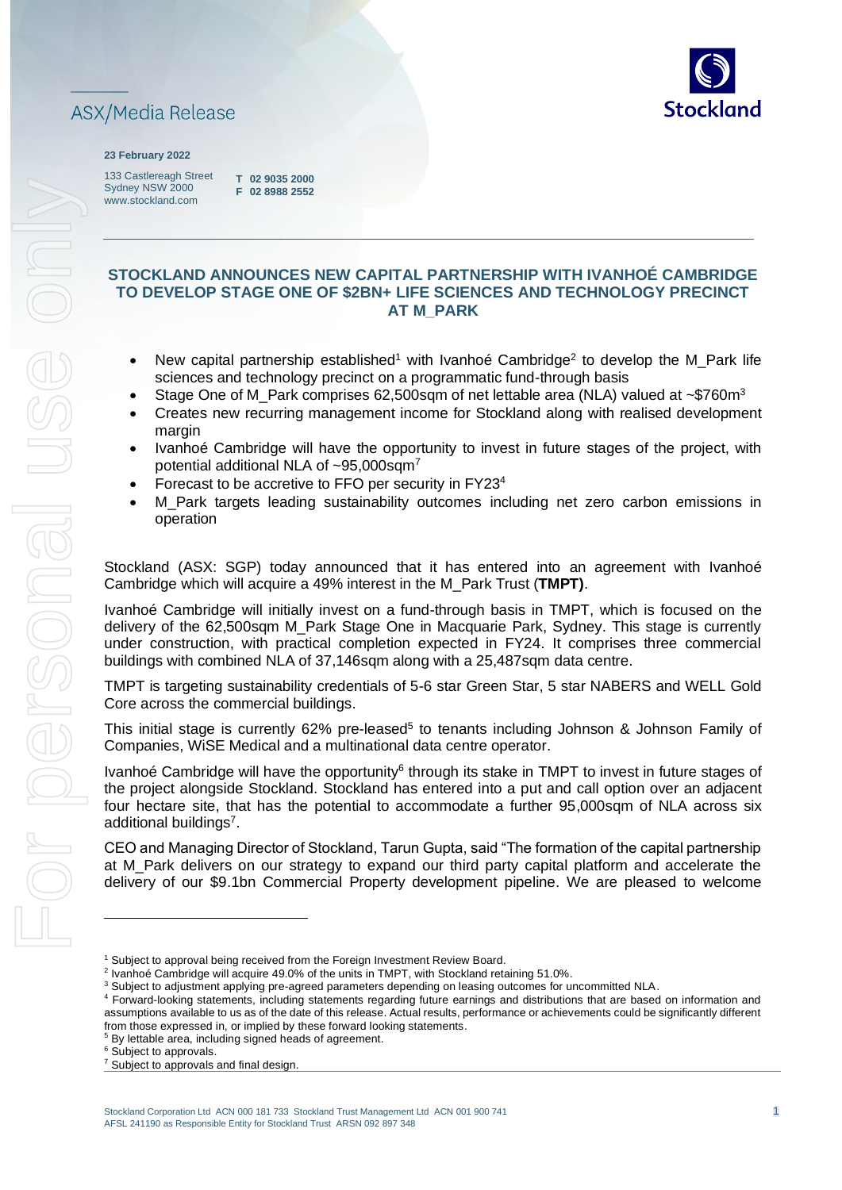ASX/Media Release

**23 February 2022**

133 Castlereagh Street
Sydney NSW 2000
www.stockland.com

**T 02 9035 2000**
**F 02 8988 2552**

## STOCKLAND ANNOUNCES NEW CAPITAL PARTNERSHIP WITH IVANHOÉ CAMBRIDGE TO DEVELOP STAGE ONE OF $2BN+ LIFE SCIENCES AND TECHNOLOGY PRECINCT AT M_PARK

- New capital partnership established[1] with Ivanhoé Cambridge[2] to develop the M_Park life sciences and technology precinct on a programmatic fund-through basis
- Stage One of M_Park comprises 62,500sqm of net lettable area (NLA) valued at ~$760m[3]
- Creates new recurring management income for Stockland along with realised development margin
- Ivanhoé Cambridge will have the opportunity to invest in future stages of the project, with potential additional NLA of ~95,000sqm[7]
- Forecast to be accretive to FFO per security in FY23[4]
- M_Park targets leading sustainability outcomes including net zero carbon emissions in operation

Stockland (ASX: SGP) today announced that it has entered into an agreement with Ivanhoé Cambridge which will acquire a 49% interest in the M_Park Trust (**TMPT)**.

Ivanhoé Cambridge will initially invest on a fund-through basis in TMPT, which is focused on the delivery of the 62,500sqm M_Park Stage One in Macquarie Park, Sydney. This stage is currently under construction, with practical completion expected in FY24. It comprises three commercial buildings with combined NLA of 37,146sqm along with a 25,487sqm data centre.

TMPT is targeting sustainability credentials of 5-6 star Green Star, 5 star NABERS and WELL Gold Core across the commercial buildings.

This initial stage is currently 62% pre-leased[5] to tenants including Johnson & Johnson Family of Companies, WiSE Medical and a multinational data centre operator.

Ivanhoé Cambridge will have the opportunity[6] through its stake in TMPT to invest in future stages of the project alongside Stockland. Stockland has entered into a put and call option over an adjacent four hectare site, that has the potential to accommodate a further 95,000sqm of NLA across six additional buildings[7].

CEO and Managing Director of Stockland, Tarun Gupta, said "The formation of the capital partnership at M_Park delivers on our strategy to expand our third party capital platform and accelerate the delivery of our $9.1bn Commercial Property development pipeline. We are pleased to welcome

---

[1] Subject to approval being received from the Foreign Investment Review Board.
[2] Ivanhoé Cambridge will acquire 49.0% of the units in TMPT, with Stockland retaining 51.0%.
[3] Subject to adjustment applying pre-agreed parameters depending on leasing outcomes for uncommitted NLA.
[4] Forward-looking statements, including statements regarding future earnings and distributions that are based on information and assumptions available to us as of the date of this release. Actual results, performance or achievements could be significantly different from those expressed in, or implied by these forward looking statements.
[5] By lettable area, including signed heads of agreement.
[6] Subject to approvals.
[7] Subject to approvals and final design.

Stockland Corporation Ltd ACN 000 181 733 Stockland Trust Management Ltd ACN 001 900 741
AFSL 241190 as Responsible Entity for Stockland Trust ARSN 092 897 348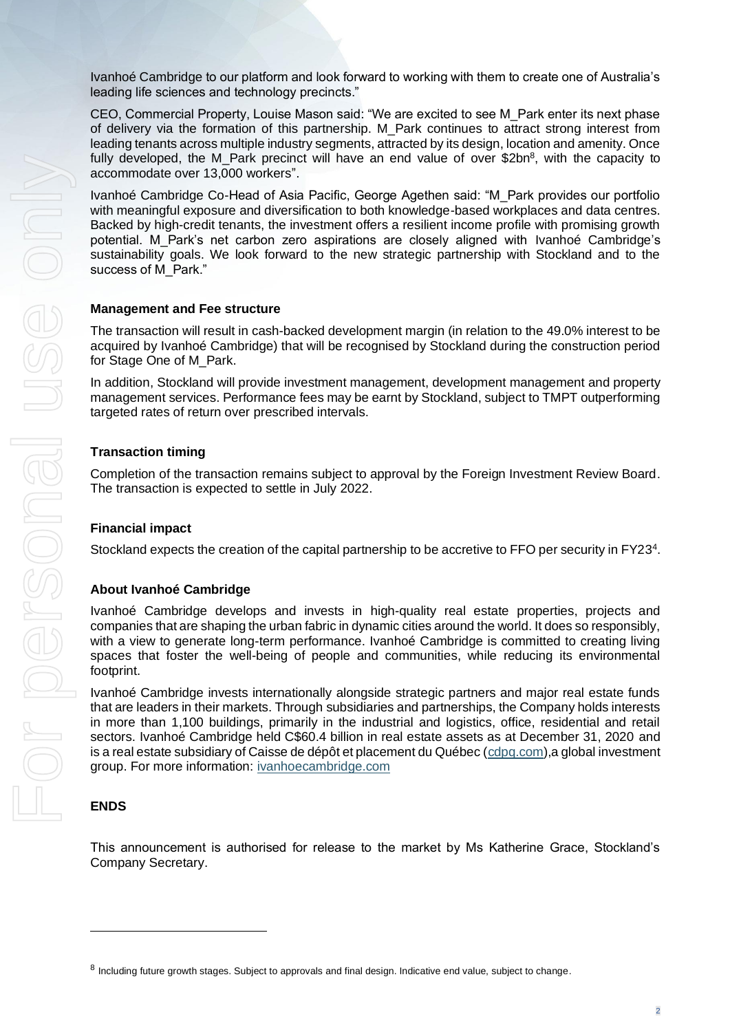Ivanhoé Cambridge to our platform and look forward to working with them to create one of Australia's leading life sciences and technology precincts."

CEO, Commercial Property, Louise Mason said: "We are excited to see M_Park enter its next phase of delivery via the formation of this partnership. M_Park continues to attract strong interest from leading tenants across multiple industry segments, attracted by its design, location and amenity. Once fully developed, the M_Park precinct will have an end value of over $2bn[8], with the capacity to accommodate over 13,000 workers".

Ivanhoé Cambridge Co-Head of Asia Pacific, George Agethen said: "M_Park provides our portfolio with meaningful exposure and diversification to both knowledge-based workplaces and data centres. Backed by high-credit tenants, the investment offers a resilient income profile with promising growth potential. M_Park's net carbon zero aspirations are closely aligned with Ivanhoé Cambridge's sustainability goals. We look forward to the new strategic partnership with Stockland and to the success of M_Park."

**Management and Fee structure**

The transaction will result in cash-backed development margin (in relation to the 49.0% interest to be acquired by Ivanhoé Cambridge) that will be recognised by Stockland during the construction period for Stage One of M_Park.

In addition, Stockland will provide investment management, development management and property management services. Performance fees may be earnt by Stockland, subject to TMPT outperforming targeted rates of return over prescribed intervals.

**Transaction timing**

Completion of the transaction remains subject to approval by the Foreign Investment Review Board. The transaction is expected to settle in July 2022.

**Financial impact**

Stockland expects the creation of the capital partnership to be accretive to FFO per security in FY23[4].

**About Ivanhoé Cambridge**

Ivanhoé Cambridge develops and invests in high-quality real estate properties, projects and companies that are shaping the urban fabric in dynamic cities around the world. It does so responsibly, with a view to generate long-term performance. Ivanhoé Cambridge is committed to creating living spaces that foster the well-being of people and communities, while reducing its environmental footprint.

Ivanhoé Cambridge invests internationally alongside strategic partners and major real estate funds that are leaders in their markets. Through subsidiaries and partnerships, the Company holds interests in more than 1,100 buildings, primarily in the industrial and logistics, office, residential and retail sectors. Ivanhoé Cambridge held C$60.4 billion in real estate assets as at December 31, 2020 and is a real estate subsidiary of Caisse de dépôt et placement du Québec (cdpq.com),a global investment group. For more information: ivanhoecambridge.com

**ENDS**

This announcement is authorised for release to the market by Ms Katherine Grace, Stockland's Company Secretary.

---

[8] Including future growth stages. Subject to approvals and final design. Indicative end value, subject to change.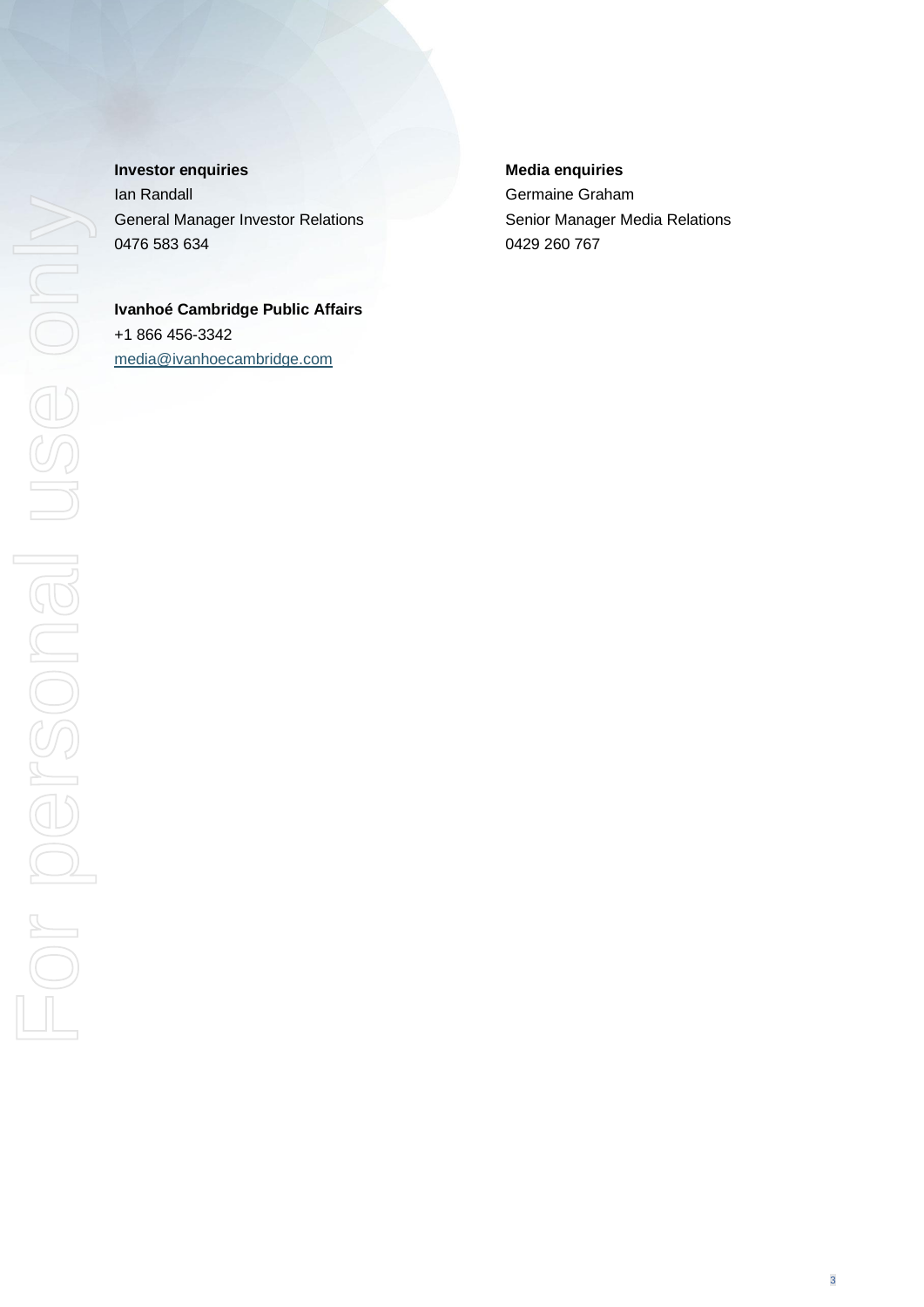**Investor enquiries**
Ian Randall
General Manager Investor Relations
0476 583 634

**Media enquiries**
Germaine Graham
Senior Manager Media Relations
0429 260 767

**Ivanhoé Cambridge Public Affairs**
+1 866 456-3342
media@ivanhoecambridge.com